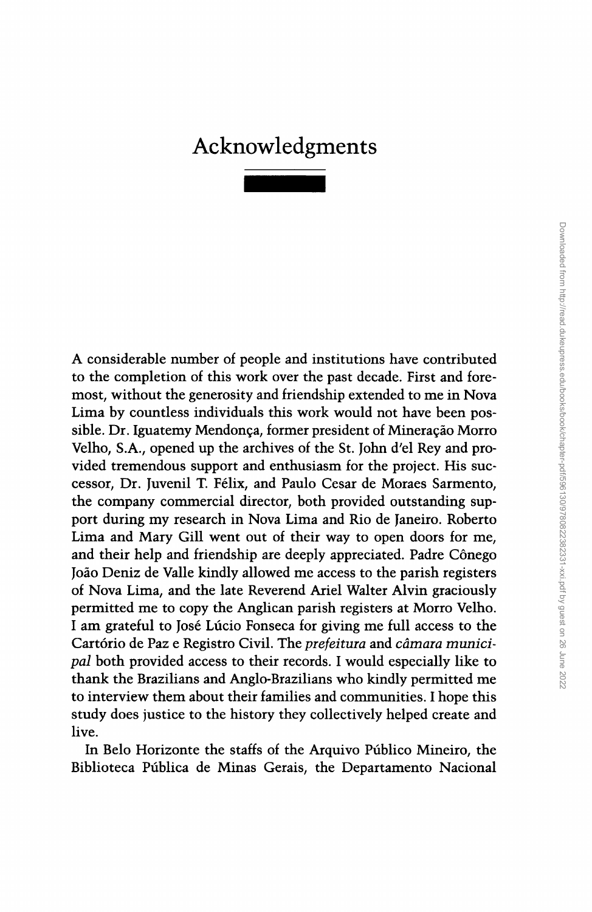# Acknowledgments

A considerable number of people and institutions have contributed to the completion of this work over the past decade. First and foremost, without the generosity and friendship extended to me in Nova Lima by countless individuals this work would not have been possible. Dr. Iguatemy Mendonça, former president of Mineração Morro Velho, S.A., opened up the archives of the St. John d'el Rey and provided tremendous support and enthusiasm for the project. His successor, Dr. Juvenil T. Félix, and Paulo Cesar de Moraes Sarmento, the company commercial director, both provided outstanding support during my research in Nova Lima and Rio de Janeiro. Roberto Lima and Mary Gill went out of their way to open doors for me, and their help and friendship are deeply appreciated. Padre Cônego João Deniz de Valle kindly allowed me access to the parish registers of Nova Lima, and the late Reverend Ariel Walter Alvin graciously permitted me to copy the Anglican parish registers at Morro Velho. I am grateful to José Lúcio Fonseca for giving me full access to the Cartório de Paz e Registro Civil. The *prefeitura* and *câmara municipal* both provided access to their records. I would especially like to thank the Brazilians and Anglo-Brazilians who kindly permitted me to interview them about their families and communities. I hope this study does justice to the history they collectively helped create and live.

In Belo Horizonte the staffs of the Arquivo Público Mineiro, the Biblioteca Pública de Minas Gerais, the Departamento Nacional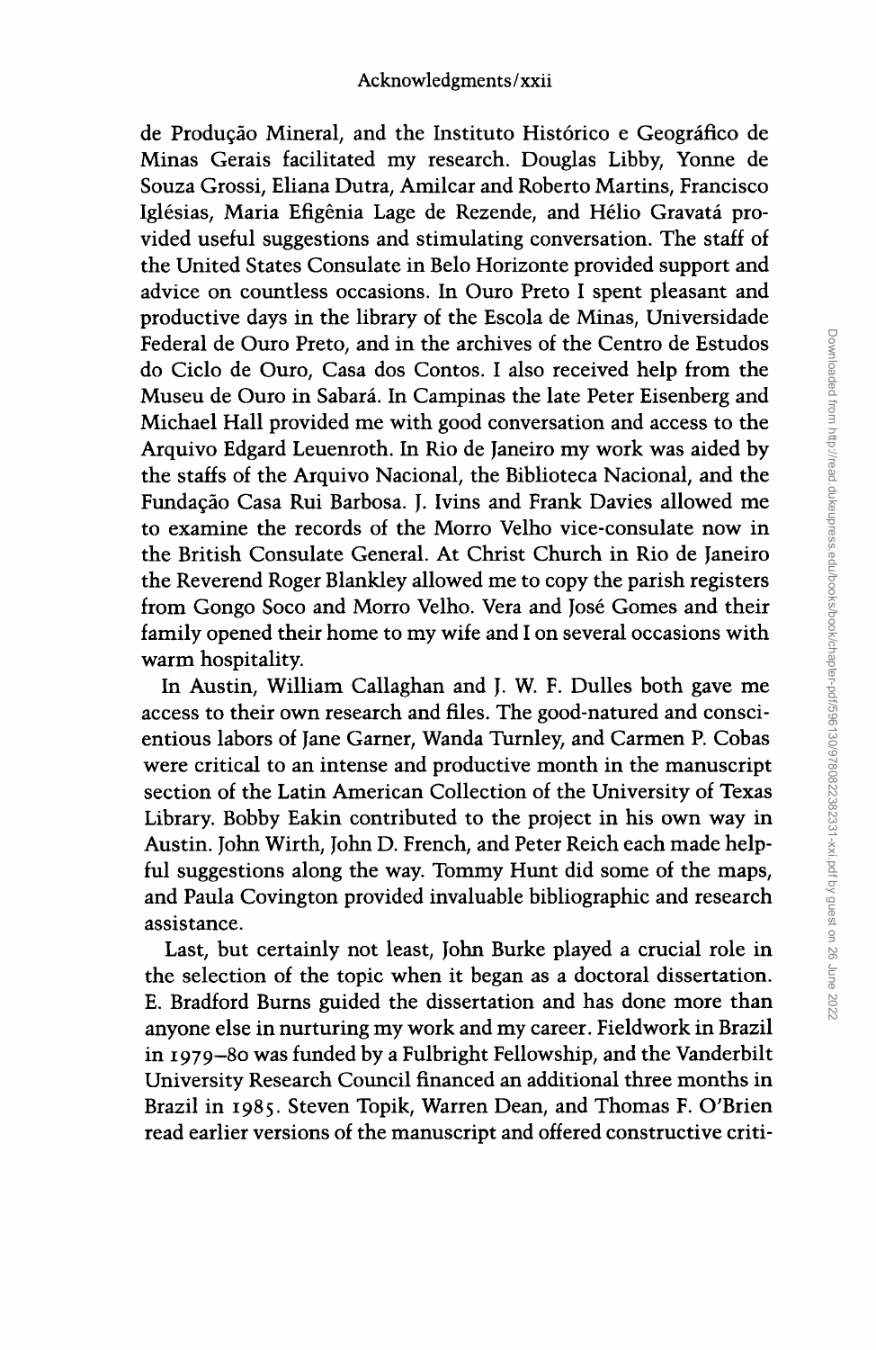de Produção Mineral, and the Instituto Histórico e Geográfico de Minas Gerais facilitated my research. Douglas Libby, Yonne de Souza Grossi, Eliana Dutra, Amilcar and Roberto Martins, Francisco Iglésias, Maria Efigênia Lage de Rezende, and Hélio Gravatá provided useful suggestions and stimulating conversation. The staff of the United States Consulate in Belo Horizonte provided support and advice on countless occasions. In Ouro Preto I spent pleasant and productive days in the library of the Escola de Minas, Universidade Federal de Ouro Preto, and in the archives of the Centro de Estudos do Ciclo de Ouro, Casa dos Contos. I also received help from the Museu de Ouro in Sabará. In Campinas the late Peter Eisenberg and Michael Hall provided me with good conversation and access to the Arquivo Edgard Leuenroth. In Rio de Janeiro my work was aided by the staffs of the Arquivo Nacional, the Biblioteca Nacional, and the Fundação Casa Rui Barbosa. J. Ivins and Frank Davies allowed me to examine the records of the Morro Velho vice-consulate now in the British Consulate General. At Christ Church in Rio de Janeiro the Reverend Roger Blankley allowed me to copy the parish registers from Gongo Soco and Morro Velho. Vera and José Gomes and their family opened their home to my wife and I on several occasions with warm hospitality.

In Austin, William Callaghan and J. W. F. Dulles both gave me access to their own research and files. The good-natured and conscientious labors of Jane Garner, Wanda Turnley, and Carmen P. Cobas were critical to an intense and productive month in the manuscript section of the Latin American Collection of the University of Texas Library. Bobby Eakin contributed to the project in his own way in Austin. John Wirth, John D. French, and Peter Reich each made helpful suggestions along the way. Tommy Hunt did some of the maps, and Paula Covington provided invaluable bibliographic and research assistance.

Last, but certainly not least, John Burke played a crucial role in the selection of the topic when it began as a doctoral dissertation. E. Bradford Burns guided the dissertation and has done more than anyone else in nurturing my work and my career. Fieldwork in Brazil in 1979–80 was funded by a Fulbright Fellowship, and the Vanderbilt University Research Council financed an additional three months in Brazil in 1985. Steven Topik, Warren Dean, and Thomas F. O'Brien read earlier versions of the manuscript and offered constructive criti-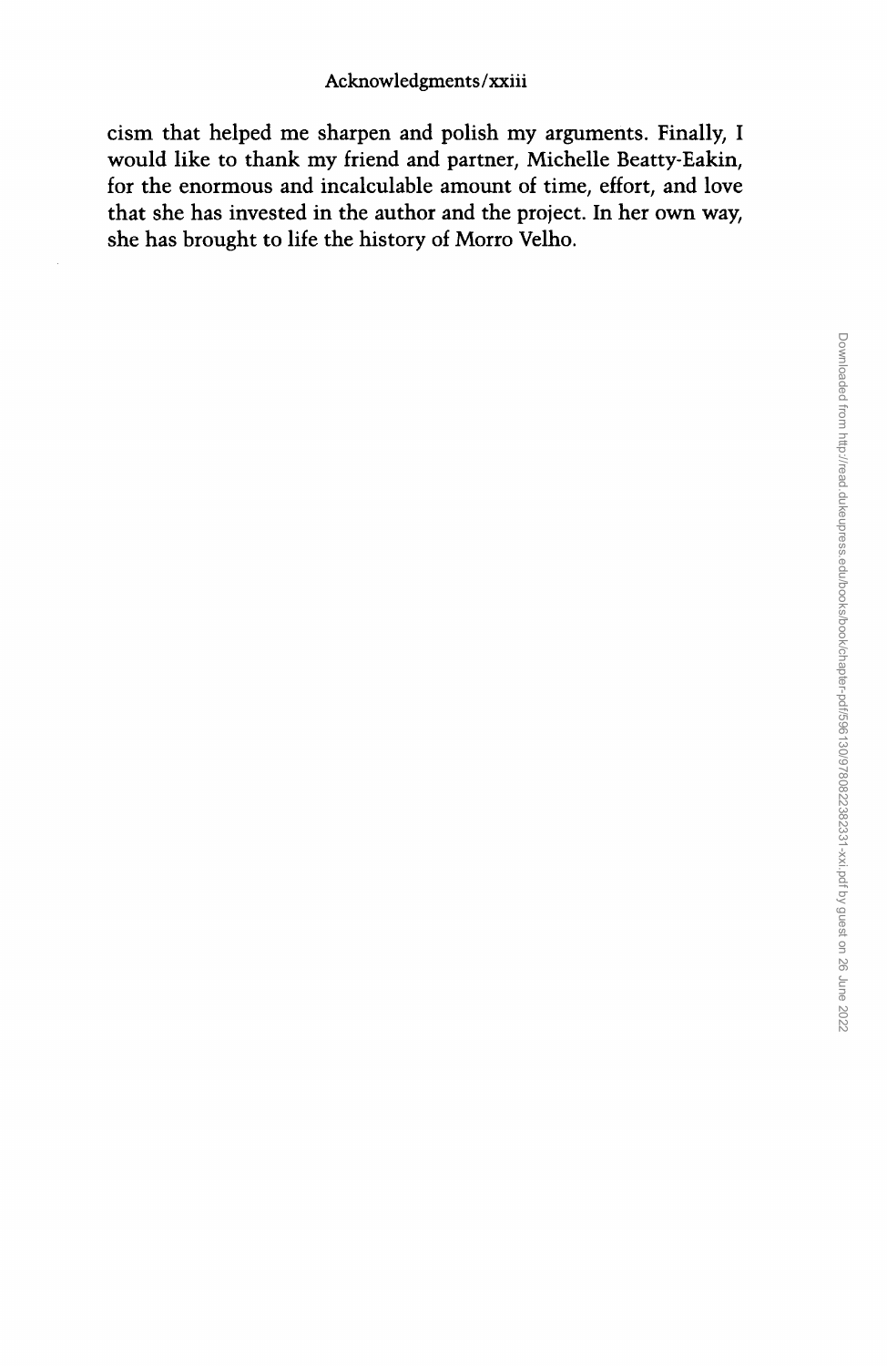cism that helped me sharpen and polish my arguments. Finally, I would like to thank my friend and partner, Michelle Beatty-Eakin, for the enormous and incalculable amount of time, effort, and love that she has invested in the author and the project. In her own way, she has brought to life the history of Morro Velho.